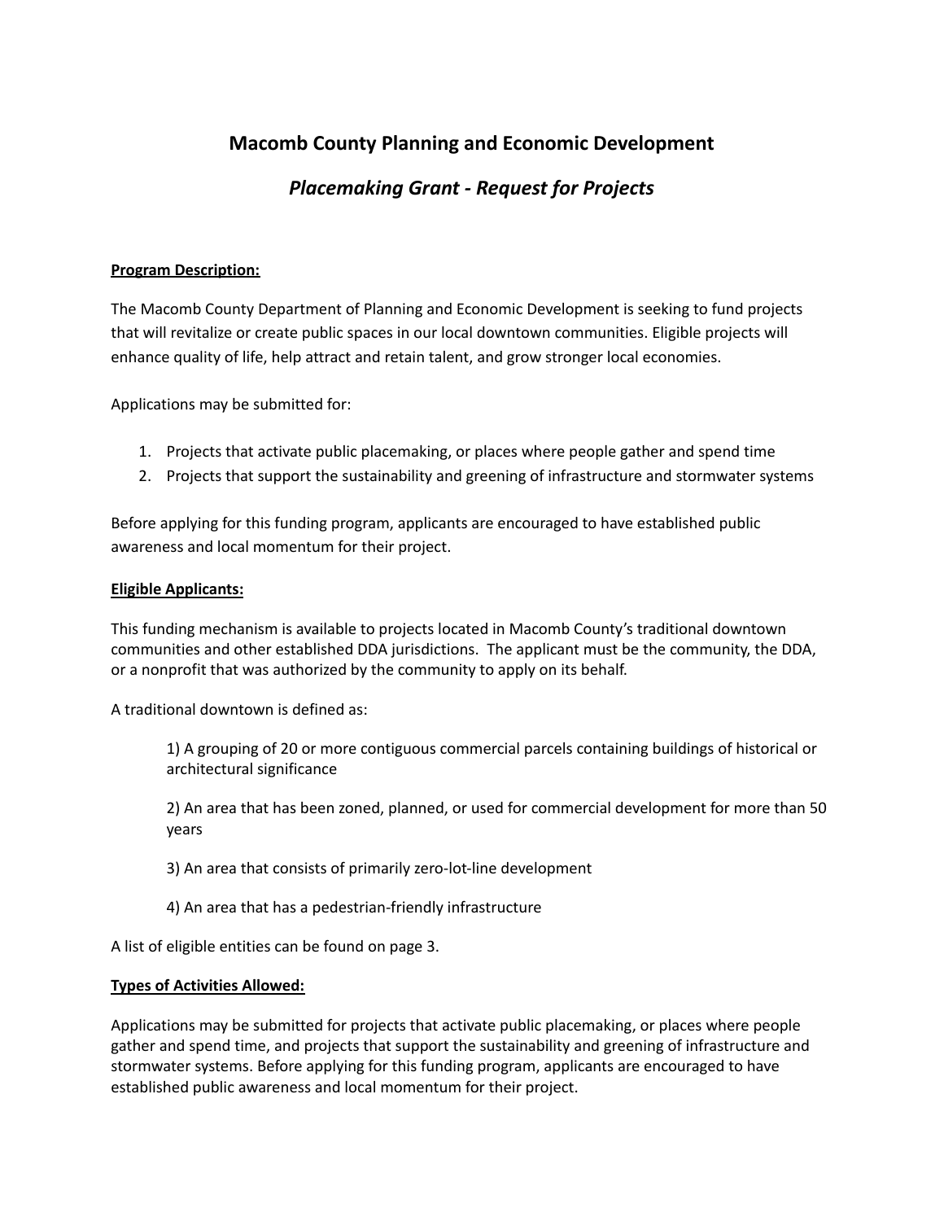# Macomb County Planning and Economic Development

## *Placemaking Grant - Request for Projects*

**<u>Program Description:</u>**

The Macomb County Department of Planning and Economic Development is seeking to fund projects that will revitalize or create public spaces in our local downtown communities. Eligible projects will enhance quality of life, help attract and retain talent, and grow stronger local economies.

Applications may be submitted for:

1. Projects that activate public placemaking, or places where people gather and spend time
2. Projects that support the sustainability and greening of infrastructure and stormwater systems

Before applying for this funding program, applicants are encouraged to have established public awareness and local momentum for their project.

**<u>Eligible Applicants:</u>**

This funding mechanism is available to projects located in Macomb County's traditional downtown communities and other established DDA jurisdictions. The applicant must be the community, the DDA, or a nonprofit that was authorized by the community to apply on its behalf.

A traditional downtown is defined as:

> 1) A grouping of 20 or more contiguous commercial parcels containing buildings of historical or architectural significance
>
> 2) An area that has been zoned, planned, or used for commercial development for more than 50 years
>
> 3) An area that consists of primarily zero-lot-line development
>
> 4) An area that has a pedestrian-friendly infrastructure

A list of eligible entities can be found on page 3.

**<u>Types of Activities Allowed:</u>**

Applications may be submitted for projects that activate public placemaking, or places where people gather and spend time, and projects that support the sustainability and greening of infrastructure and stormwater systems. Before applying for this funding program, applicants are encouraged to have established public awareness and local momentum for their project.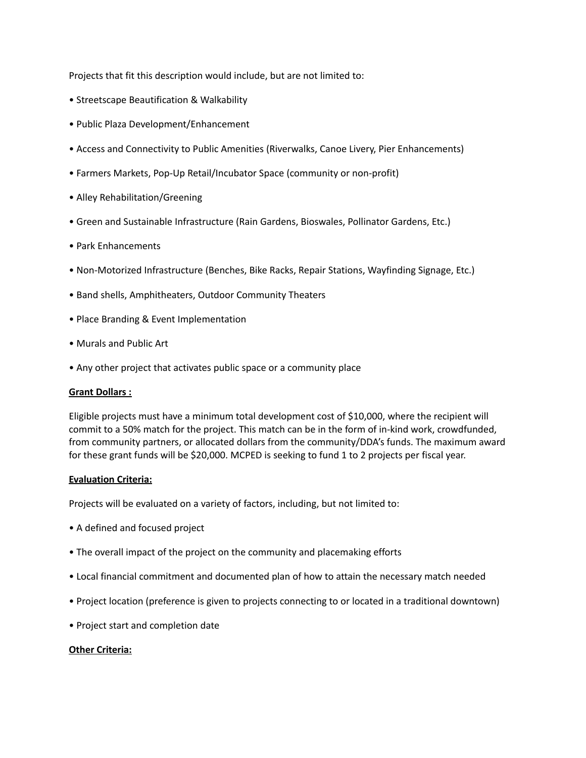Projects that fit this description would include, but are not limited to:

- Streetscape Beautification & Walkability
- Public Plaza Development/Enhancement
- Access and Connectivity to Public Amenities (Riverwalks, Canoe Livery, Pier Enhancements)
- Farmers Markets, Pop-Up Retail/Incubator Space (community or non-profit)
- Alley Rehabilitation/Greening
- Green and Sustainable Infrastructure (Rain Gardens, Bioswales, Pollinator Gardens, Etc.)
- Park Enhancements
- Non-Motorized Infrastructure (Benches, Bike Racks, Repair Stations, Wayfinding Signage, Etc.)
- Band shells, Amphitheaters, Outdoor Community Theaters
- Place Branding & Event Implementation
- Murals and Public Art
- Any other project that activates public space or a community place

**Grant Dollars :**

Eligible projects must have a minimum total development cost of $10,000, where the recipient will commit to a 50% match for the project. This match can be in the form of in-kind work, crowdfunded, from community partners, or allocated dollars from the community/DDA's funds. The maximum award for these grant funds will be $20,000. MCPED is seeking to fund 1 to 2 projects per fiscal year.

**Evaluation Criteria:**

Projects will be evaluated on a variety of factors, including, but not limited to:

- A defined and focused project
- The overall impact of the project on the community and placemaking efforts
- Local financial commitment and documented plan of how to attain the necessary match needed
- Project location (preference is given to projects connecting to or located in a traditional downtown)
- Project start and completion date

**Other Criteria:**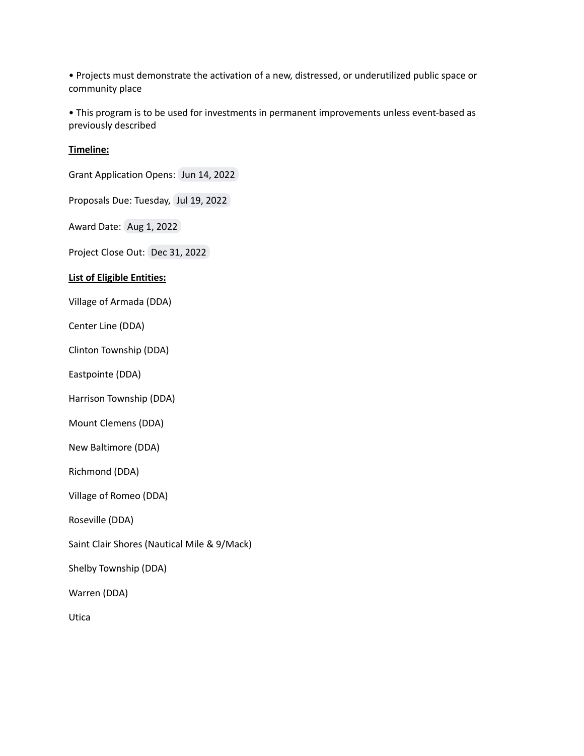• Projects must demonstrate the activation of a new, distressed, or underutilized public space or community place

• This program is to be used for investments in permanent improvements unless event-based as previously described

**Timeline:**

Grant Application Opens: Jun 14, 2022

Proposals Due: Tuesday, Jul 19, 2022

Award Date: Aug 1, 2022

Project Close Out: Dec 31, 2022

**List of Eligible Entities:**

Village of Armada (DDA)

Center Line (DDA)

Clinton Township (DDA)

Eastpointe (DDA)

Harrison Township (DDA)

Mount Clemens (DDA)

New Baltimore (DDA)

Richmond (DDA)

Village of Romeo (DDA)

Roseville (DDA)

Saint Clair Shores (Nautical Mile & 9/Mack)

Shelby Township (DDA)

Warren (DDA)

Utica